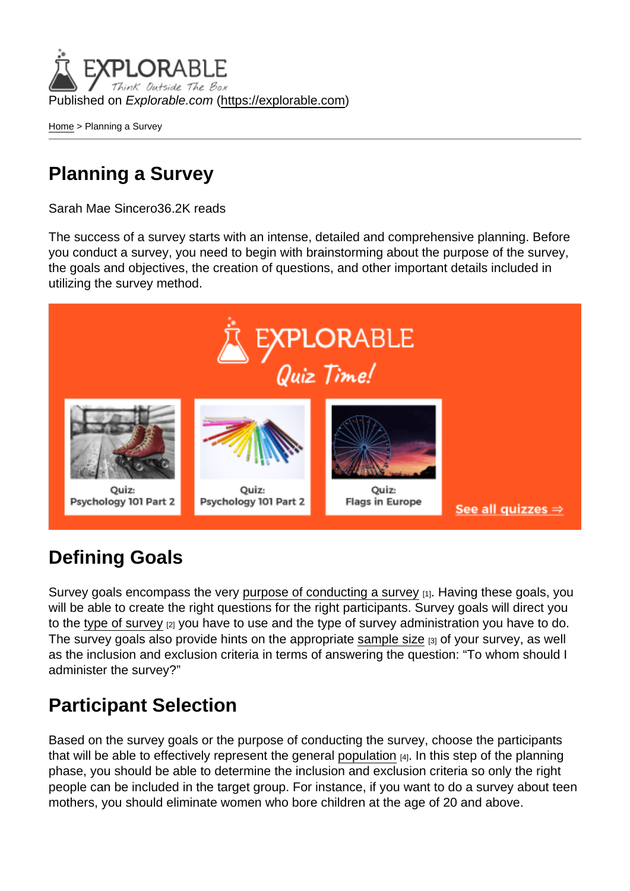Published on *Explorable.com* (https://explorable.com)

Home > Planning a Survey

# Planning a Survey

Sarah Mae Sincero36.2K reads

The success of a survey starts with an intense, detailed and comprehensive planning. Before you conduct a survey, you need to begin with brainstorming about the purpose of the survey, the goals and objectives, the creation of questions, and other important details included in utilizing the survey method.

## Defining Goals

Survey goals encompass the very purpose of conducting a survey [1]. Having these goals, you will be able to create the right questions for the right participants. Survey goals will direct you to the type of survey [2] you have to use and the type of survey administration you have to do. The survey goals also provide hints on the appropriate sample size [3] of your survey, as well as the inclusion and exclusion criteria in terms of answering the question: "To whom should I administer the survey?"

## Participant Selection

Based on the survey goals or the purpose of conducting the survey, choose the participants that will be able to effectively represent the general population [4]. In this step of the planning phase, you should be able to determine the inclusion and exclusion criteria so only the right people can be included in the target group. For instance, if you want to do a survey about teen mothers, you should eliminate women who bore children at the age of 20 and above.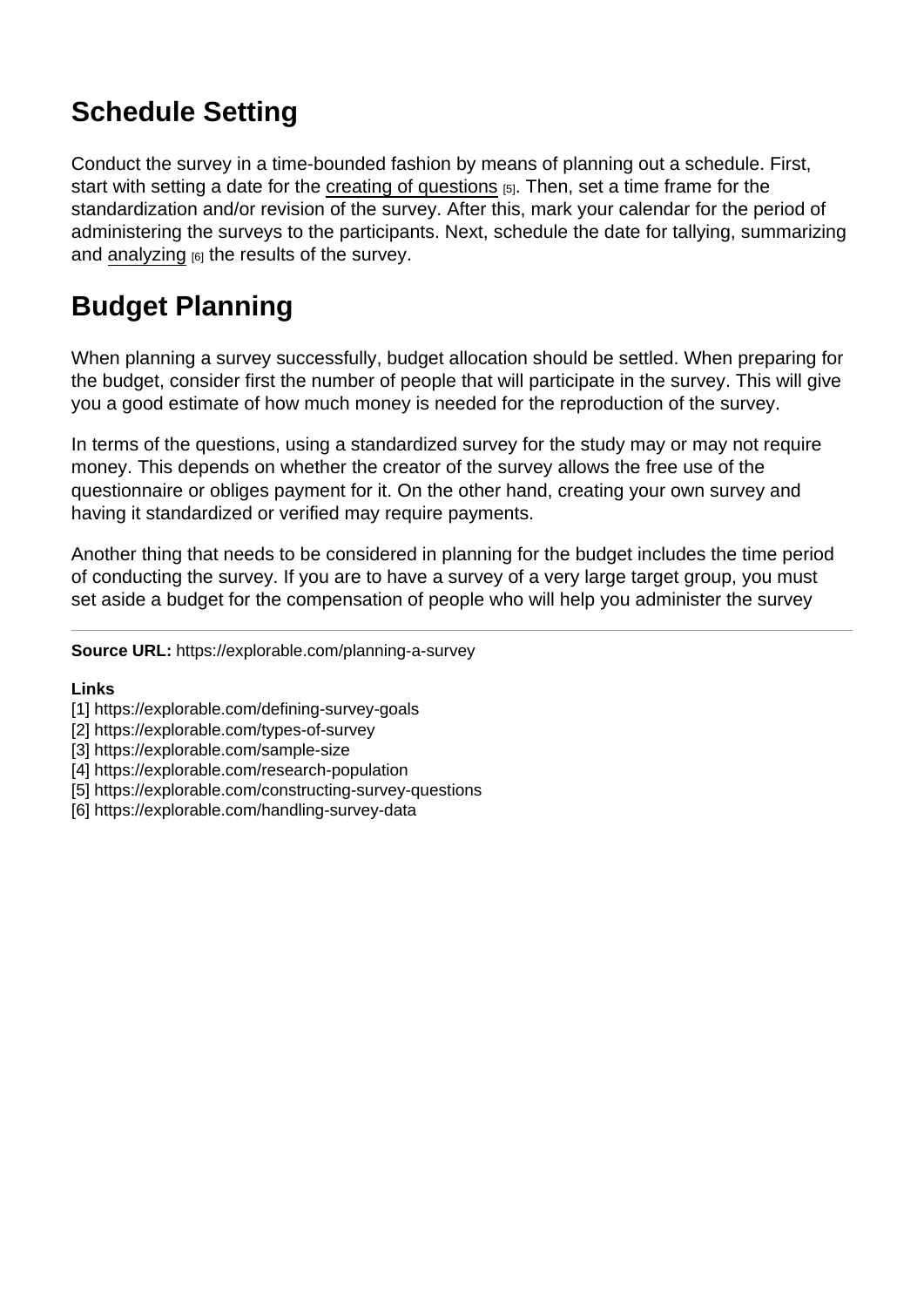## Schedule Setting

Conduct the survey in a time-bounded fashion by means of planning out a schedule. First, start with setting a date for the creating of questions [5]. Then, set a time frame for the standardization and/or revision of the survey. After this, mark your calendar for the period of administering the surveys to the participants. Next, schedule the date for tallying, summarizing and analyzing [6] the results of the survey.

## Budget Planning

When planning a survey successfully, budget allocation should be settled. When preparing for the budget, consider first the number of people that will participate in the survey. This will give you a good estimate of how much money is needed for the reproduction of the survey.

In terms of the questions, using a standardized survey for the study may or may not require money. This depends on whether the creator of the survey allows the free use of the questionnaire or obliges payment for it. On the other hand, creating your own survey and having it standardized or verified may require payments.

Another thing that needs to be considered in planning for the budget includes the time period of conducting the survey. If you are to have a survey of a very large target group, you must set aside a budget for the compensation of people who will help you administer the survey

---

**Source URL:** https://explorable.com/planning-a-survey

**Links**
[1] https://explorable.com/defining-survey-goals
[2] https://explorable.com/types-of-survey
[3] https://explorable.com/sample-size
[4] https://explorable.com/research-population
[5] https://explorable.com/constructing-survey-questions
[6] https://explorable.com/handling-survey-data